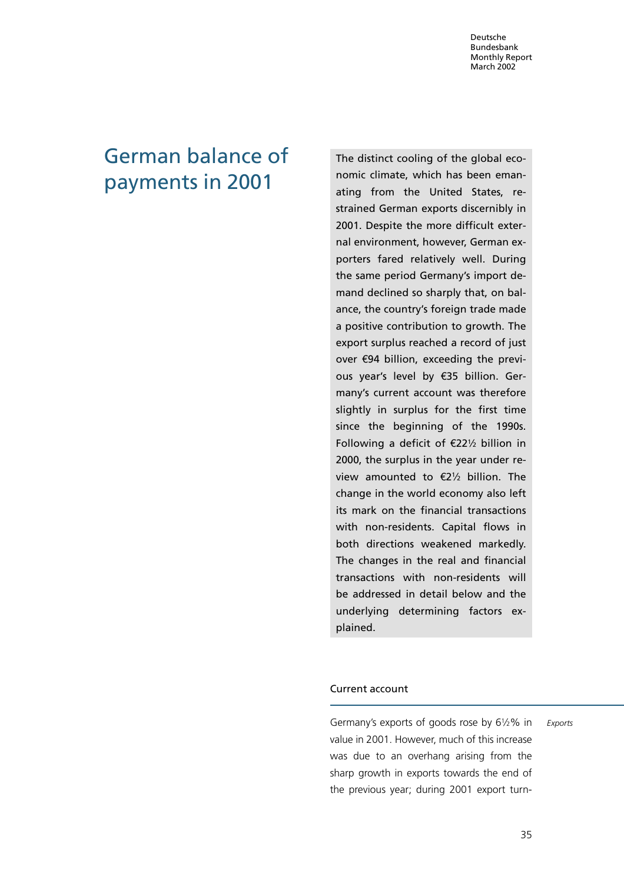# German balance of payments in 2001

The distinct cooling of the global economic climate, which has been emanating from the United States, restrained German exports discernibly in 2001. Despite the more difficult external environment, however, German exporters fared relatively well. During the same period Germany's import demand declined so sharply that, on balance, the country's foreign trade made a positive contribution to growth. The export surplus reached a record of just over €94 billion, exceeding the previous year's level by €35 billion. Germany's current account was therefore slightly in surplus for the first time since the beginning of the 1990s. Following a deficit of €22½ billion in 2000, the surplus in the year under review amounted to €2½ billion. The change in the world economy also left its mark on the financial transactions with non-residents. Capital flows in both directions weakened markedly. The changes in the real and financial transactions with non-residents will be addressed in detail below and the underlying determining factors explained.

## Current account

*Exports*

Germany's exports of goods rose by 6½% in value in 2001. However, much of this increase was due to an overhang arising from the sharp growth in exports towards the end of the previous year; during 2001 export turn-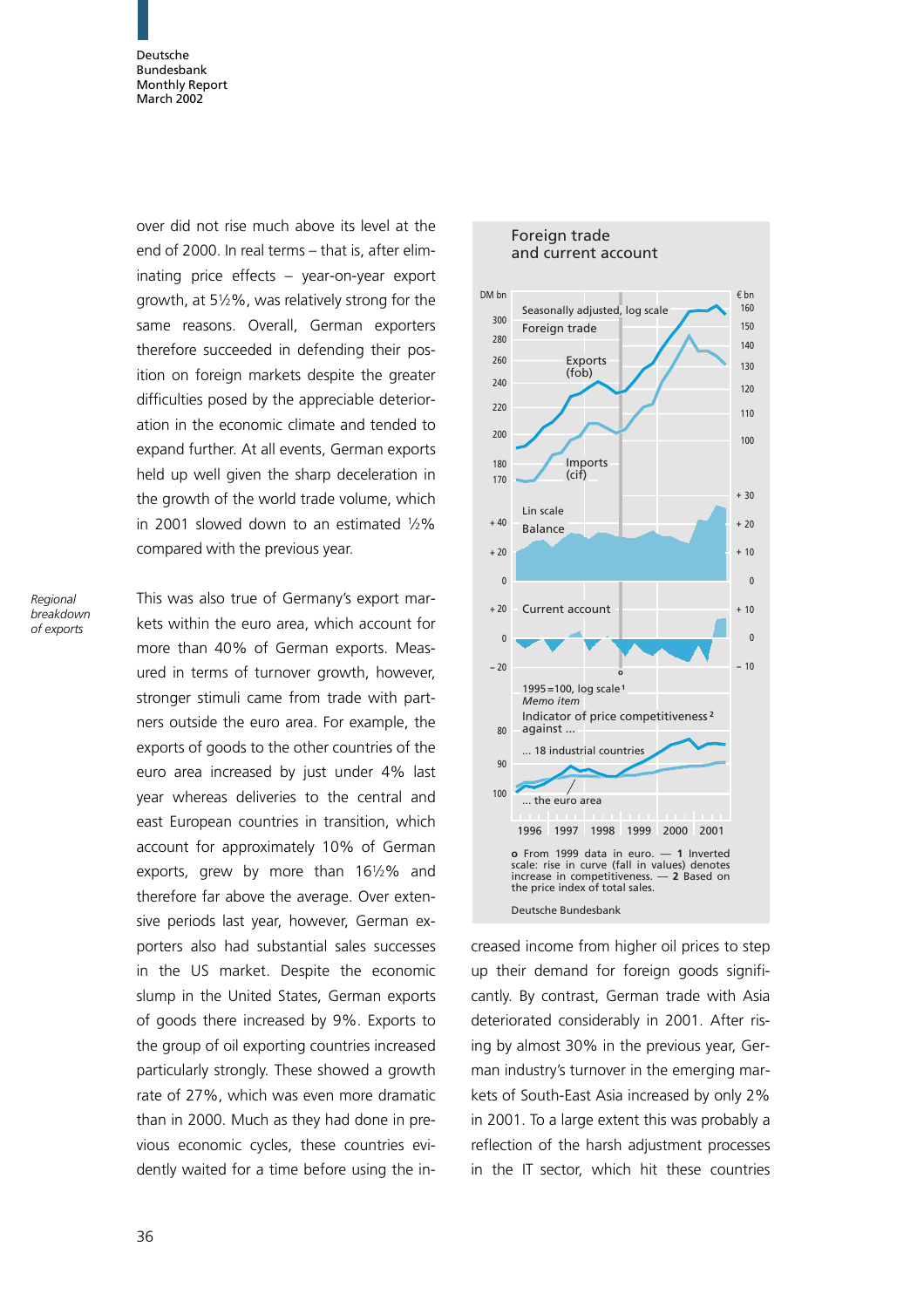over did not rise much above its level at the end of 2000. In real terms – that is, after eliminating price effects – year-on-year export growth, at 5½%, was relatively strong for the same reasons. Overall, German exporters therefore succeeded in defending their position on foreign markets despite the greater difficulties posed by the appreciable deterioration in the economic climate and tended to expand further. At all events, German exports held up well given the sharp deceleration in the growth of the world trade volume, which in 2001 slowed down to an estimated ½% compared with the previous year.

*Regional breakdown of exports*

This was also true of Germany's export markets within the euro area, which account for more than 40% of German exports. Measured in terms of turnover growth, however, stronger stimuli came from trade with partners outside the euro area. For example, the exports of goods to the other countries of the euro area increased by just under 4% last year whereas deliveries to the central and east European countries in transition, which account for approximately 10% of German exports, grew by more than 16½% and therefore far above the average. Over extensive periods last year, however, German exporters also had substantial sales successes in the US market. Despite the economic slump in the United States, German exports of goods there increased by 9%. Exports to the group of oil exporting countries increased particularly strongly. These showed a growth rate of 27%, which was even more dramatic than in 2000. Much as they had done in previous economic cycles, these countries evidently waited for a time before using the increased income from higher oil prices to step up their demand for foreign goods significantly. By contrast, German trade with Asia deteriorated considerably in 2001. After rising by almost 30% in the previous year, German industry's turnover in the emerging markets of South-East Asia increased by only 2% in 2001. To a large extent this was probably a reflection of the harsh adjustment processes in the IT sector, which hit these countries

**Foreign trade and current account**

o From 1999 data in euro. — 1 Inverted scale: rise in curve (fall in values) denotes increase in competitiveness. — 2 Based on the price index of total sales.

Deutsche Bundesbank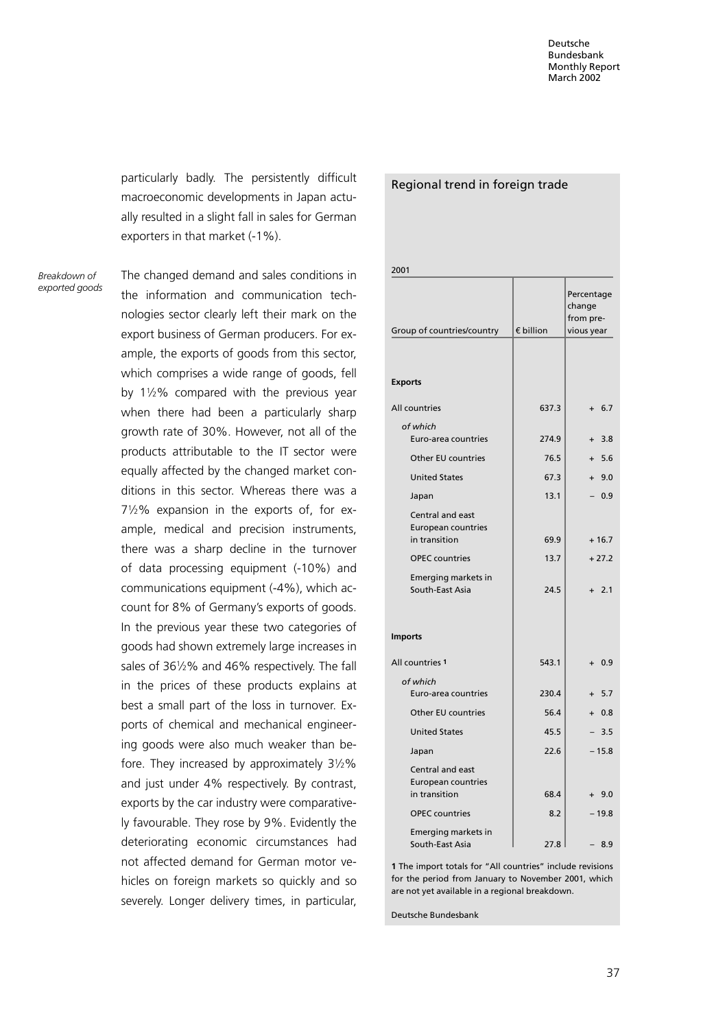particularly badly. The persistently difficult macroeconomic developments in Japan actually resulted in a slight fall in sales for German exporters in that market (-1%).

*Breakdown of exported goods*

The changed demand and sales conditions in the information and communication technologies sector clearly left their mark on the export business of German producers. For example, the exports of goods from this sector, which comprises a wide range of goods, fell by 1½% compared with the previous year when there had been a particularly sharp growth rate of 30%. However, not all of the products attributable to the IT sector were equally affected by the changed market conditions in this sector. Whereas there was a 7½% expansion in the exports of, for example, medical and precision instruments, there was a sharp decline in the turnover of data processing equipment (-10%) and communications equipment (-4%), which account for 8% of Germany's exports of goods. In the previous year these two categories of goods had shown extremely large increases in sales of 36½% and 46% respectively. The fall in the prices of these products explains at best a small part of the loss in turnover. Exports of chemical and mechanical engineering goods were also much weaker than before. They increased by approximately 3½% and just under 4% respectively. By contrast, exports by the car industry were comparatively favourable. They rose by 9%. Evidently the deteriorating economic circumstances had not affected demand for German motor vehicles on foreign markets so quickly and so severely. Longer delivery times, in particular,

## Regional trend in foreign trade

2001

| Group of countries/country | € billion | Percentage change from previous year |
|---|---|---|
| **Exports** | | |
| All countries | 637.3 | + 6.7 |
| *of which* | | |
| Euro-area countries | 274.9 | + 3.8 |
| Other EU countries | 76.5 | + 5.6 |
| United States | 67.3 | + 9.0 |
| Japan | 13.1 | – 0.9 |
| Central and east European countries in transition | 69.9 | + 16.7 |
| OPEC countries | 13.7 | + 27.2 |
| Emerging markets in South-East Asia | 24.5 | + 2.1 |
| **Imports** | | |
| All countries [1] | 543.1 | + 0.9 |
| *of which* | | |
| Euro-area countries | 230.4 | + 5.7 |
| Other EU countries | 56.4 | + 0.8 |
| United States | 45.5 | – 3.5 |
| Japan | 22.6 | – 15.8 |
| Central and east European countries in transition | 68.4 | + 9.0 |
| OPEC countries | 8.2 | – 19.8 |
| Emerging markets in South-East Asia | 27.8 | – 8.9 |

**1** The import totals for "All countries" include revisions for the period from January to November 2001, which are not yet available in a regional breakdown.

Deutsche Bundesbank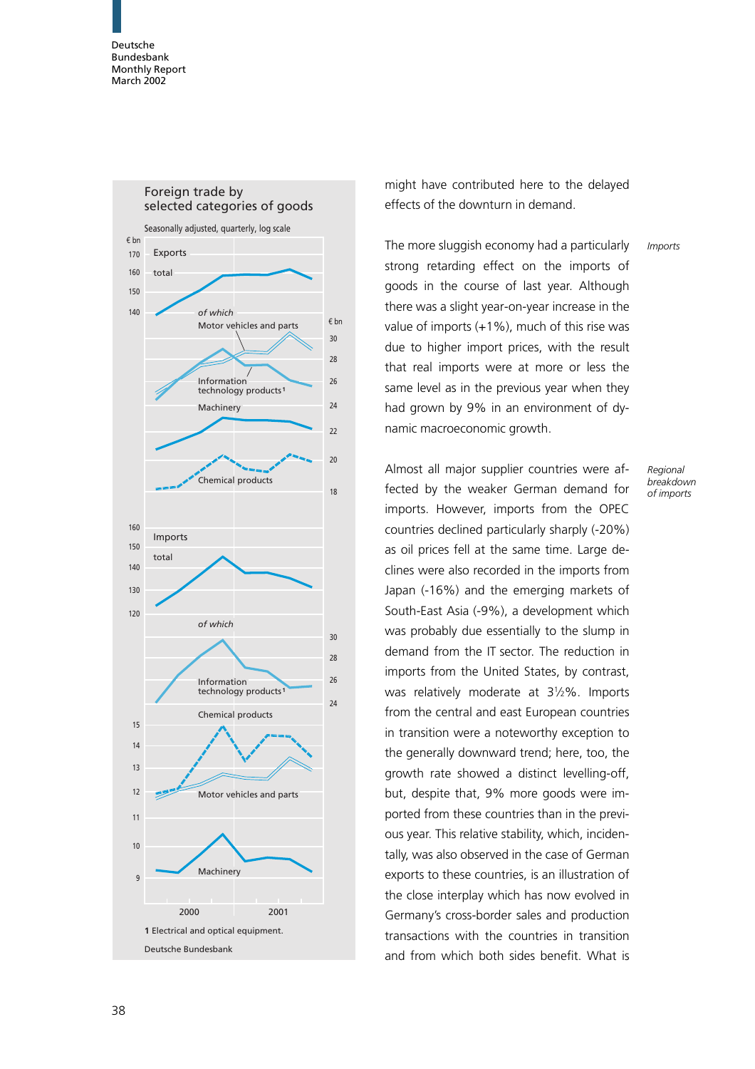**Foreign trade by selected categories of goods**

Seasonally adjusted, quarterly, log scale

1 Electrical and optical equipment.

Deutsche Bundesbank

might have contributed here to the delayed effects of the downturn in demand.

*Imports*

The more sluggish economy had a particularly strong retarding effect on the imports of goods in the course of last year. Although there was a slight year-on-year increase in the value of imports (+1%), much of this rise was due to higher import prices, with the result that real imports were at more or less the same level as in the previous year when they had grown by 9% in an environment of dynamic macroeconomic growth.

*Regional breakdown of imports*

Almost all major supplier countries were affected by the weaker German demand for imports. However, imports from the OPEC countries declined particularly sharply (-20%) as oil prices fell at the same time. Large declines were also recorded in the imports from Japan (-16%) and the emerging markets of South-East Asia (-9%), a development which was probably due essentially to the slump in demand from the IT sector. The reduction in imports from the United States, by contrast, was relatively moderate at 3½%. Imports from the central and east European countries in transition were a noteworthy exception to the generally downward trend; here, too, the growth rate showed a distinct levelling-off, but, despite that, 9% more goods were imported from these countries than in the previous year. This relative stability, which, incidentally, was also observed in the case of German exports to these countries, is an illustration of the close interplay which has now evolved in Germany's cross-border sales and production transactions with the countries in transition and from which both sides benefit. What is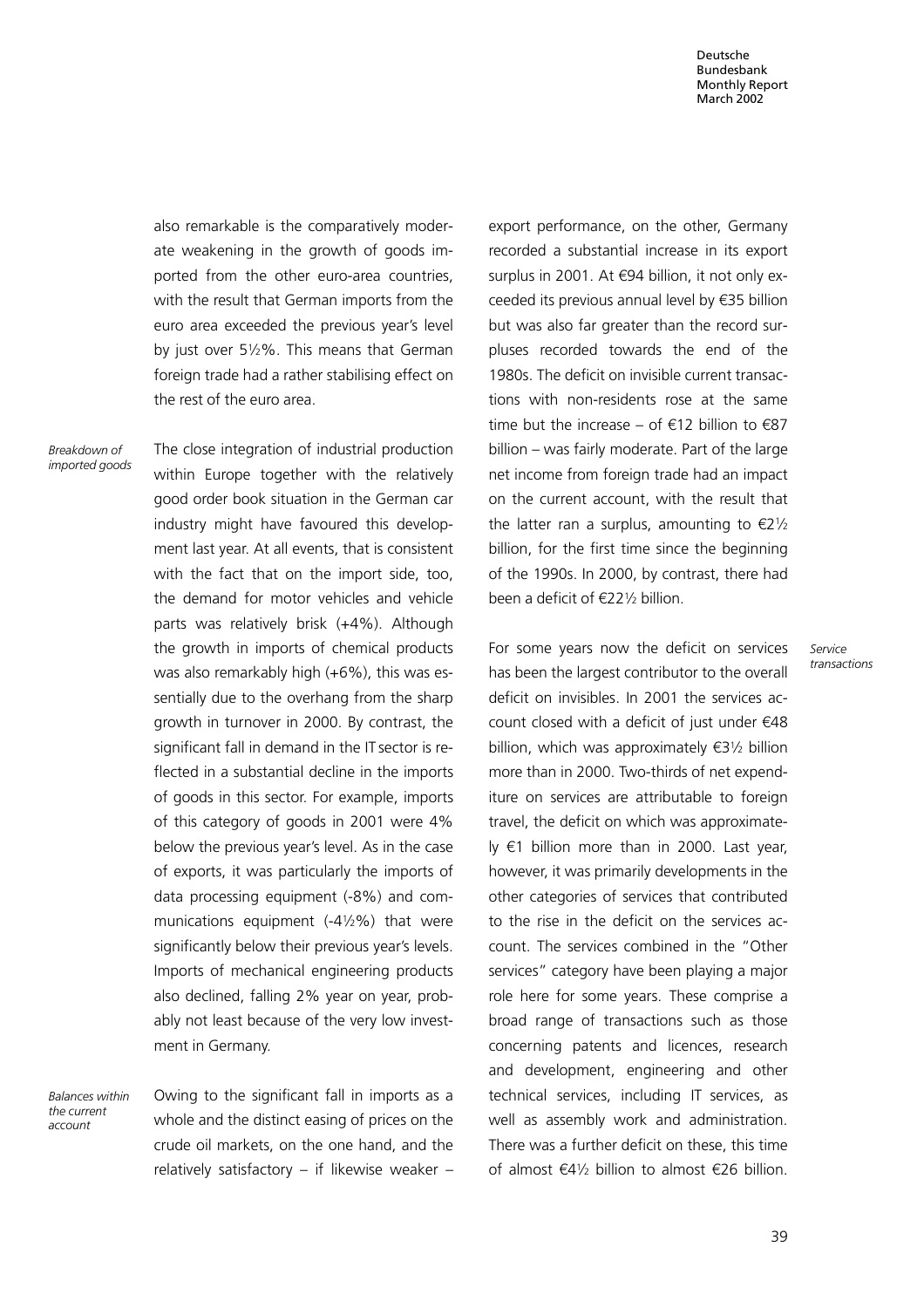also remarkable is the comparatively moderate weakening in the growth of goods imported from the other euro-area countries, with the result that German imports from the euro area exceeded the previous year's level by just over 5½%. This means that German foreign trade had a rather stabilising effect on the rest of the euro area.

*Breakdown of imported goods*

The close integration of industrial production within Europe together with the relatively good order book situation in the German car industry might have favoured this development last year. At all events, that is consistent with the fact that on the import side, too, the demand for motor vehicles and vehicle parts was relatively brisk (+4%). Although the growth in imports of chemical products was also remarkably high (+6%), this was essentially due to the overhang from the sharp growth in turnover in 2000. By contrast, the significant fall in demand in the IT sector is reflected in a substantial decline in the imports of goods in this sector. For example, imports of this category of goods in 2001 were 4% below the previous year's level. As in the case of exports, it was particularly the imports of data processing equipment (-8%) and communications equipment (-4½%) that were significantly below their previous year's levels. Imports of mechanical engineering products also declined, falling 2% year on year, probably not least because of the very low investment in Germany.

*Balances within the current account*

Owing to the significant fall in imports as a whole and the distinct easing of prices on the crude oil markets, on the one hand, and the relatively satisfactory – if likewise weaker – export performance, on the other, Germany recorded a substantial increase in its export surplus in 2001. At €94 billion, it not only exceeded its previous annual level by €35 billion but was also far greater than the record surpluses recorded towards the end of the 1980s. The deficit on invisible current transactions with non-residents rose at the same time but the increase – of €12 billion to €87 billion – was fairly moderate. Part of the large net income from foreign trade had an impact on the current account, with the result that the latter ran a surplus, amounting to €2½ billion, for the first time since the beginning of the 1990s. In 2000, by contrast, there had been a deficit of €22½ billion.

*Service transactions*

For some years now the deficit on services has been the largest contributor to the overall deficit on invisibles. In 2001 the services account closed with a deficit of just under €48 billion, which was approximately €3½ billion more than in 2000. Two-thirds of net expenditure on services are attributable to foreign travel, the deficit on which was approximately €1 billion more than in 2000. Last year, however, it was primarily developments in the other categories of services that contributed to the rise in the deficit on the services account. The services combined in the "Other services" category have been playing a major role here for some years. These comprise a broad range of transactions such as those concerning patents and licences, research and development, engineering and other technical services, including IT services, as well as assembly work and administration. There was a further deficit on these, this time of almost €4½ billion to almost €26 billion.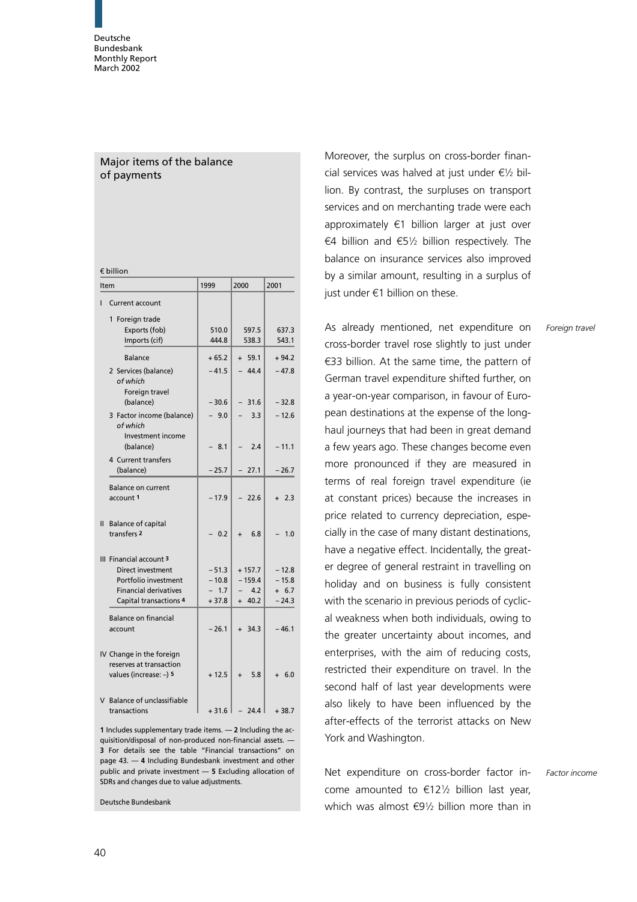## Major items of the balance of payments

€ billion

| Item | 1999 | 2000 | 2001 |
|---|---|---|---|
| I Current account | | | |
| 1 Foreign trade | | | |
| Exports (fob) | 510.0 | 597.5 | 637.3 |
| Imports (cif) | 444.8 | 538.3 | 543.1 |
| Balance | + 65.2 | + 59.1 | + 94.2 |
| 2 Services (balance) | – 41.5 | – 44.4 | – 47.8 |
| *of which* Foreign travel (balance) | – 30.6 | – 31.6 | – 32.8 |
| 3 Factor income (balance) | – 9.0 | – 3.3 | – 12.6 |
| *of which* Investment income (balance) | – 8.1 | – 2.4 | – 11.1 |
| 4 Current transfers (balance) | – 25.7 | – 27.1 | – 26.7 |
| Balance on current account [1] | – 17.9 | – 22.6 | + 2.3 |
| II Balance of capital transfers [2] | – 0.2 | + 6.8 | – 1.0 |
| III Financial account [3] | | | |
| Direct investment | – 51.3 | + 157.7 | – 12.8 |
| Portfolio investment | – 10.8 | – 159.4 | – 15.8 |
| Financial derivatives | – 1.7 | – 4.2 | + 6.7 |
| Capital transactions [4] | + 37.8 | + 40.2 | – 24.3 |
| Balance on financial account | – 26.1 | + 34.3 | – 46.1 |
| IV Change in the foreign reserves at transaction values (increase: –) [5] | + 12.5 | + 5.8 | + 6.0 |
| V Balance of unclassifiable transactions | + 31.6 | – 24.4 | + 38.7 |

1 Includes supplementary trade items. — 2 Including the acquisition/disposal of non-produced non-financial assets. — 3 For details see the table "Financial transactions" on page 43. — 4 Including Bundesbank investment and other public and private investment — 5 Excluding allocation of SDRs and changes due to value adjustments.

Deutsche Bundesbank

Moreover, the surplus on cross-border financial services was halved at just under €½ billion. By contrast, the surpluses on transport services and on merchanting trade were each approximately €1 billion larger at just over €4 billion and €5½ billion respectively. The balance on insurance services also improved by a similar amount, resulting in a surplus of just under €1 billion on these.

*Foreign travel*

As already mentioned, net expenditure on cross-border travel rose slightly to just under €33 billion. At the same time, the pattern of German travel expenditure shifted further, on a year-on-year comparison, in favour of European destinations at the expense of the long-haul journeys that had been in great demand a few years ago. These changes become even more pronounced if they are measured in terms of real foreign travel expenditure (ie at constant prices) because the increases in price related to currency depreciation, especially in the case of many distant destinations, have a negative effect. Incidentally, the greater degree of general restraint in travelling on holiday and on business is fully consistent with the scenario in previous periods of cyclical weakness when both individuals, owing to the greater uncertainty about incomes, and enterprises, with the aim of reducing costs, restricted their expenditure on travel. In the second half of last year developments were also likely to have been influenced by the after-effects of the terrorist attacks on New York and Washington.

*Factor income*

Net expenditure on cross-border factor income amounted to €12½ billion last year, which was almost €9½ billion more than in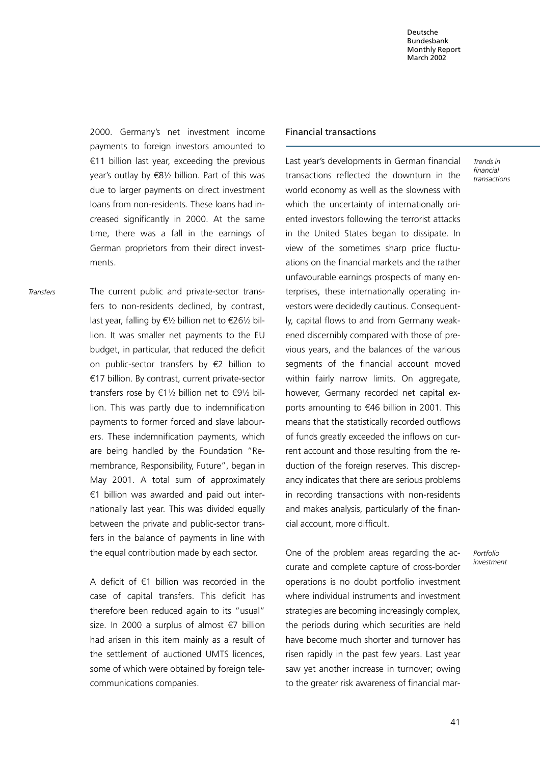2000. Germany's net investment income payments to foreign investors amounted to €11 billion last year, exceeding the previous year's outlay by €8½ billion. Part of this was due to larger payments on direct investment loans from non-residents. These loans had increased significantly in 2000. At the same time, there was a fall in the earnings of German proprietors from their direct investments.

*Transfers*

The current public and private-sector transfers to non-residents declined, by contrast, last year, falling by €½ billion net to €26½ billion. It was smaller net payments to the EU budget, in particular, that reduced the deficit on public-sector transfers by €2 billion to €17 billion. By contrast, current private-sector transfers rose by €1½ billion net to €9½ billion. This was partly due to indemnification payments to former forced and slave labourers. These indemnification payments, which are being handled by the Foundation "Remembrance, Responsibility, Future", began in May 2001. A total sum of approximately €1 billion was awarded and paid out internationally last year. This was divided equally between the private and public-sector transfers in the balance of payments in line with the equal contribution made by each sector.

A deficit of €1 billion was recorded in the case of capital transfers. This deficit has therefore been reduced again to its "usual" size. In 2000 a surplus of almost €7 billion had arisen in this item mainly as a result of the settlement of auctioned UMTS licences, some of which were obtained by foreign telecommunications companies.

## Financial transactions

*Trends in financial transactions*

Last year's developments in German financial transactions reflected the downturn in the world economy as well as the slowness with which the uncertainty of internationally oriented investors following the terrorist attacks in the United States began to dissipate. In view of the sometimes sharp price fluctuations on the financial markets and the rather unfavourable earnings prospects of many enterprises, these internationally operating investors were decidedly cautious. Consequently, capital flows to and from Germany weakened discernibly compared with those of previous years, and the balances of the various segments of the financial account moved within fairly narrow limits. On aggregate, however, Germany recorded net capital exports amounting to €46 billion in 2001. This means that the statistically recorded outflows of funds greatly exceeded the inflows on current account and those resulting from the reduction of the foreign reserves. This discrepancy indicates that there are serious problems in recording transactions with non-residents and makes analysis, particularly of the financial account, more difficult.

*Portfolio investment*

One of the problem areas regarding the accurate and complete capture of cross-border operations is no doubt portfolio investment where individual instruments and investment strategies are becoming increasingly complex, the periods during which securities are held have become much shorter and turnover has risen rapidly in the past few years. Last year saw yet another increase in turnover; owing to the greater risk awareness of financial mar-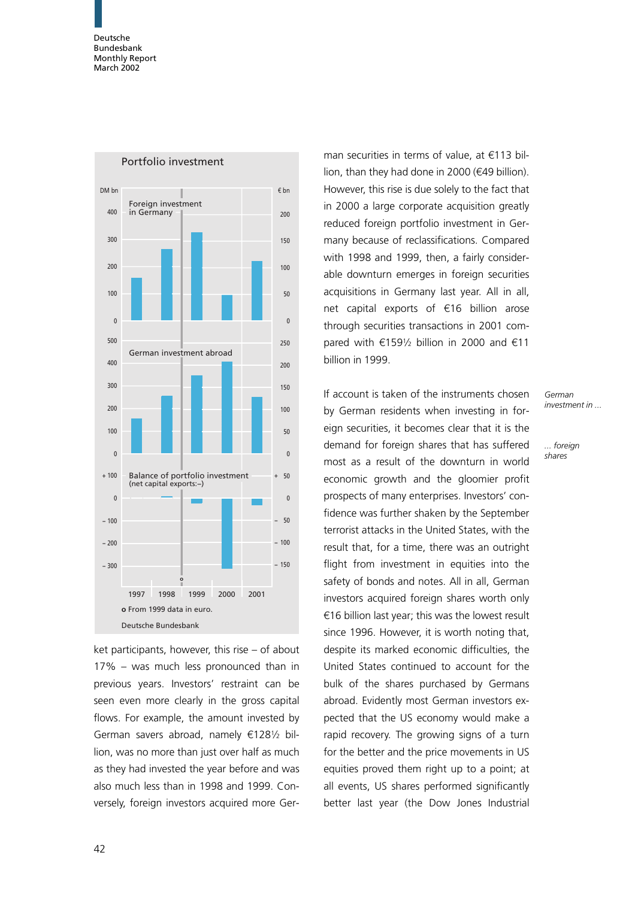**Portfolio investment**

Foreign investment in Germany

German investment abroad

Balance of portfolio investment (net capital exports:–)

DM bn / € bn

1997 1998 1999 2000 2001

o From 1999 data in euro.

Deutsche Bundesbank

ket participants, however, this rise – of about 17% – was much less pronounced than in previous years. Investors' restraint can be seen even more clearly in the gross capital flows. For example, the amount invested by German savers abroad, namely €128½ billion, was no more than just over half as much as they had invested the year before and was also much less than in 1998 and 1999. Conversely, foreign investors acquired more German securities in terms of value, at €113 billion, than they had done in 2000 (€49 billion). However, this rise is due solely to the fact that in 2000 a large corporate acquisition greatly reduced foreign portfolio investment in Germany because of reclassifications. Compared with 1998 and 1999, then, a fairly considerable downturn emerges in foreign securities acquisitions in Germany last year. All in all, net capital exports of €16 billion arose through securities transactions in 2001 compared with €159½ billion in 2000 and €11 billion in 1999.

*German investment in ...*

*... foreign shares*

If account is taken of the instruments chosen by German residents when investing in foreign securities, it becomes clear that it is the demand for foreign shares that has suffered most as a result of the downturn in world economic growth and the gloomier profit prospects of many enterprises. Investors' confidence was further shaken by the September terrorist attacks in the United States, with the result that, for a time, there was an outright flight from investment in equities into the safety of bonds and notes. All in all, German investors acquired foreign shares worth only €16 billion last year; this was the lowest result since 1996. However, it is worth noting that, despite its marked economic difficulties, the United States continued to account for the bulk of the shares purchased by Germans abroad. Evidently most German investors expected that the US economy would make a rapid recovery. The growing signs of a turn for the better and the price movements in US equities proved them right up to a point; at all events, US shares performed significantly better last year (the Dow Jones Industrial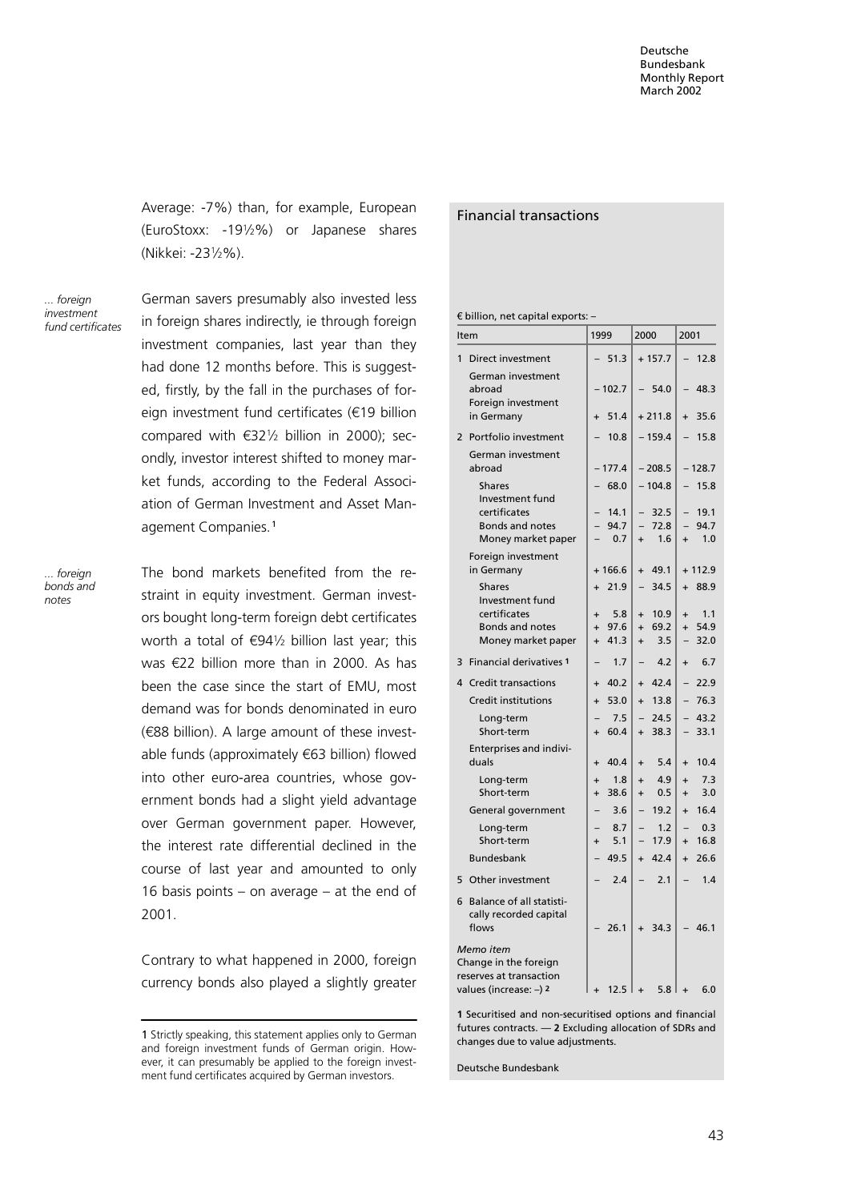Average: -7%) than, for example, European (EuroStoxx: -19½%) or Japanese shares (Nikkei: -23½%).

*... foreign investment fund certificates*

German savers presumably also invested less in foreign shares indirectly, ie through foreign investment companies, last year than they had done 12 months before. This is suggested, firstly, by the fall in the purchases of foreign investment fund certificates (€19 billion compared with €32½ billion in 2000); secondly, investor interest shifted to money market funds, according to the Federal Association of German Investment and Asset Management Companies.[1]

*... foreign bonds and notes*

The bond markets benefited from the restraint in equity investment. German investors bought long-term foreign debt certificates worth a total of €94½ billion last year; this was €22 billion more than in 2000. As has been the case since the start of EMU, most demand was for bonds denominated in euro (€88 billion). A large amount of these investable funds (approximately €63 billion) flowed into other euro-area countries, whose government bonds had a slight yield advantage over German government paper. However, the interest rate differential declined in the course of last year and amounted to only 16 basis points – on average – at the end of 2001.

Contrary to what happened in 2000, foreign currency bonds also played a slightly greater

[1] Strictly speaking, this statement applies only to German and foreign investment funds of German origin. However, it can presumably be applied to the foreign investment fund certificates acquired by German investors.

## Financial transactions

€ billion, net capital exports: –

| Item | 1999 | 2000 | 2001 |
|---|---|---|---|
| 1 Direct investment | – 51.3 | + 157.7 | – 12.8 |
| German investment abroad | – 102.7 | – 54.0 | – 48.3 |
| Foreign investment in Germany | + 51.4 | + 211.8 | + 35.6 |
| 2 Portfolio investment | – 10.8 | – 159.4 | – 15.8 |
| German investment abroad | – 177.4 | – 208.5 | – 128.7 |
| Shares | – 68.0 | – 104.8 | – 15.8 |
| Investment fund certificates | – 14.1 | – 32.5 | – 19.1 |
| Bonds and notes | – 94.7 | – 72.8 | – 94.7 |
| Money market paper | – 0.7 | + 1.6 | + 1.0 |
| Foreign investment in Germany | + 166.6 | + 49.1 | + 112.9 |
| Shares | + 21.9 | – 34.5 | + 88.9 |
| Investment fund certificates | + 5.8 | + 10.9 | + 1.1 |
| Bonds and notes | + 97.6 | + 69.2 | + 54.9 |
| Money market paper | + 41.3 | + 3.5 | – 32.0 |
| 3 Financial derivatives [1] | – 1.7 | – 4.2 | + 6.7 |
| 4 Credit transactions | + 40.2 | + 42.4 | – 22.9 |
| Credit institutions | + 53.0 | + 13.8 | – 76.3 |
| Long-term | – 7.5 | – 24.5 | – 43.2 |
| Short-term | + 60.4 | + 38.3 | – 33.1 |
| Enterprises and individuals | + 40.4 | + 5.4 | + 10.4 |
| Long-term | + 1.8 | + 4.9 | + 7.3 |
| Short-term | + 38.6 | + 0.5 | + 3.0 |
| General government | – 3.6 | – 19.2 | + 16.4 |
| Long-term | – 8.7 | – 1.2 | – 0.3 |
| Short-term | + 5.1 | – 17.9 | + 16.8 |
| Bundesbank | – 49.5 | + 42.4 | + 26.6 |
| 5 Other investment | – 2.4 | – 2.1 | – 1.4 |
| 6 Balance of all statistically recorded capital flows | – 26.1 | + 34.3 | – 46.1 |
| *Memo item* Change in the foreign reserves at transaction values (increase: –) [2] | + 12.5 | + 5.8 | + 6.0 |

[1] Securitised and non-securitised options and financial futures contracts. — [2] Excluding allocation of SDRs and changes due to value adjustments.

Deutsche Bundesbank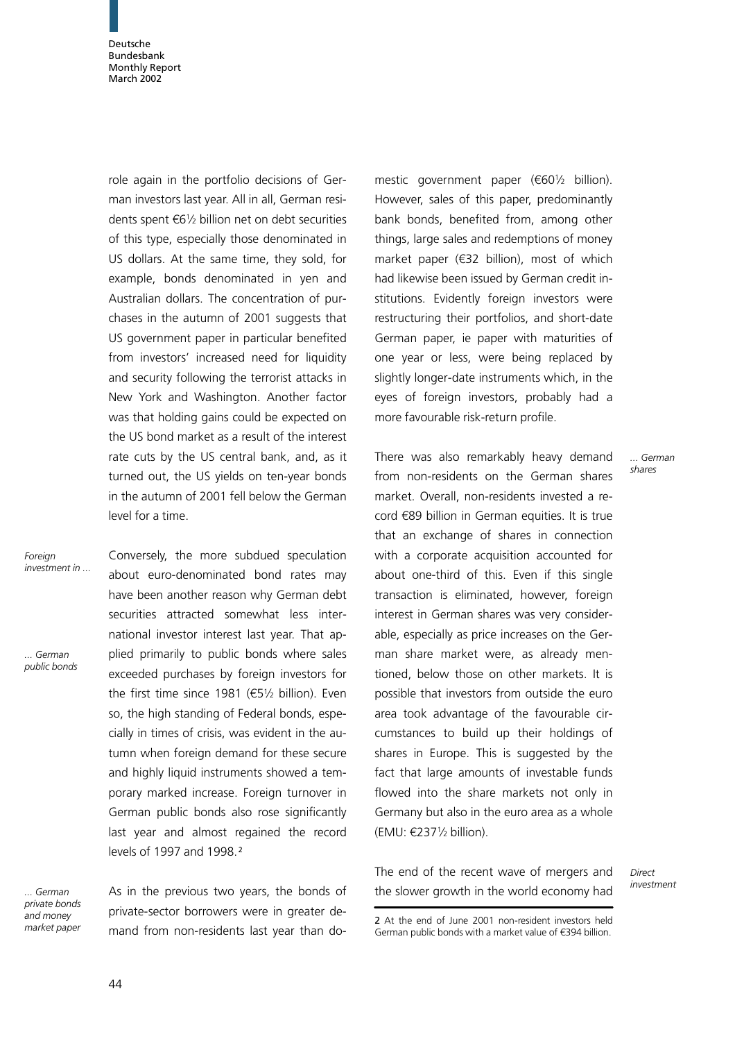role again in the portfolio decisions of German investors last year. All in all, German residents spent €6½ billion net on debt securities of this type, especially those denominated in US dollars. At the same time, they sold, for example, bonds denominated in yen and Australian dollars. The concentration of purchases in the autumn of 2001 suggests that US government paper in particular benefited from investors' increased need for liquidity and security following the terrorist attacks in New York and Washington. Another factor was that holding gains could be expected on the US bond market as a result of the interest rate cuts by the US central bank, and, as it turned out, the US yields on ten-year bonds in the autumn of 2001 fell below the German level for a time.

*Foreign investment in ...*

*... German public bonds*

Conversely, the more subdued speculation about euro-denominated bond rates may have been another reason why German debt securities attracted somewhat less international investor interest last year. That applied primarily to public bonds where sales exceeded purchases by foreign investors for the first time since 1981 (€5½ billion). Even so, the high standing of Federal bonds, especially in times of crisis, was evident in the autumn when foreign demand for these secure and highly liquid instruments showed a temporary marked increase. Foreign turnover in German public bonds also rose significantly last year and almost regained the record levels of 1997 and 1998.[2]

*... German private bonds and money market paper*

As in the previous two years, the bonds of private-sector borrowers were in greater demand from non-residents last year than domestic government paper (€60½ billion). However, sales of this paper, predominantly bank bonds, benefited from, among other things, large sales and redemptions of money market paper (€32 billion), most of which had likewise been issued by German credit institutions. Evidently foreign investors were restructuring their portfolios, and short-date German paper, ie paper with maturities of one year or less, were being replaced by slightly longer-date instruments which, in the eyes of foreign investors, probably had a more favourable risk-return profile.

*... German shares*

There was also remarkably heavy demand from non-residents on the German shares market. Overall, non-residents invested a record €89 billion in German equities. It is true that an exchange of shares in connection with a corporate acquisition accounted for about one-third of this. Even if this single transaction is eliminated, however, foreign interest in German shares was very considerable, especially as price increases on the German share market were, as already mentioned, below those on other markets. It is possible that investors from outside the euro area took advantage of the favourable circumstances to build up their holdings of shares in Europe. This is suggested by the fact that large amounts of investable funds flowed into the share markets not only in Germany but also in the euro area as a whole (EMU: €237½ billion).

*Direct investment*

The end of the recent wave of mergers and the slower growth in the world economy had

2 At the end of June 2001 non-resident investors held German public bonds with a market value of €394 billion.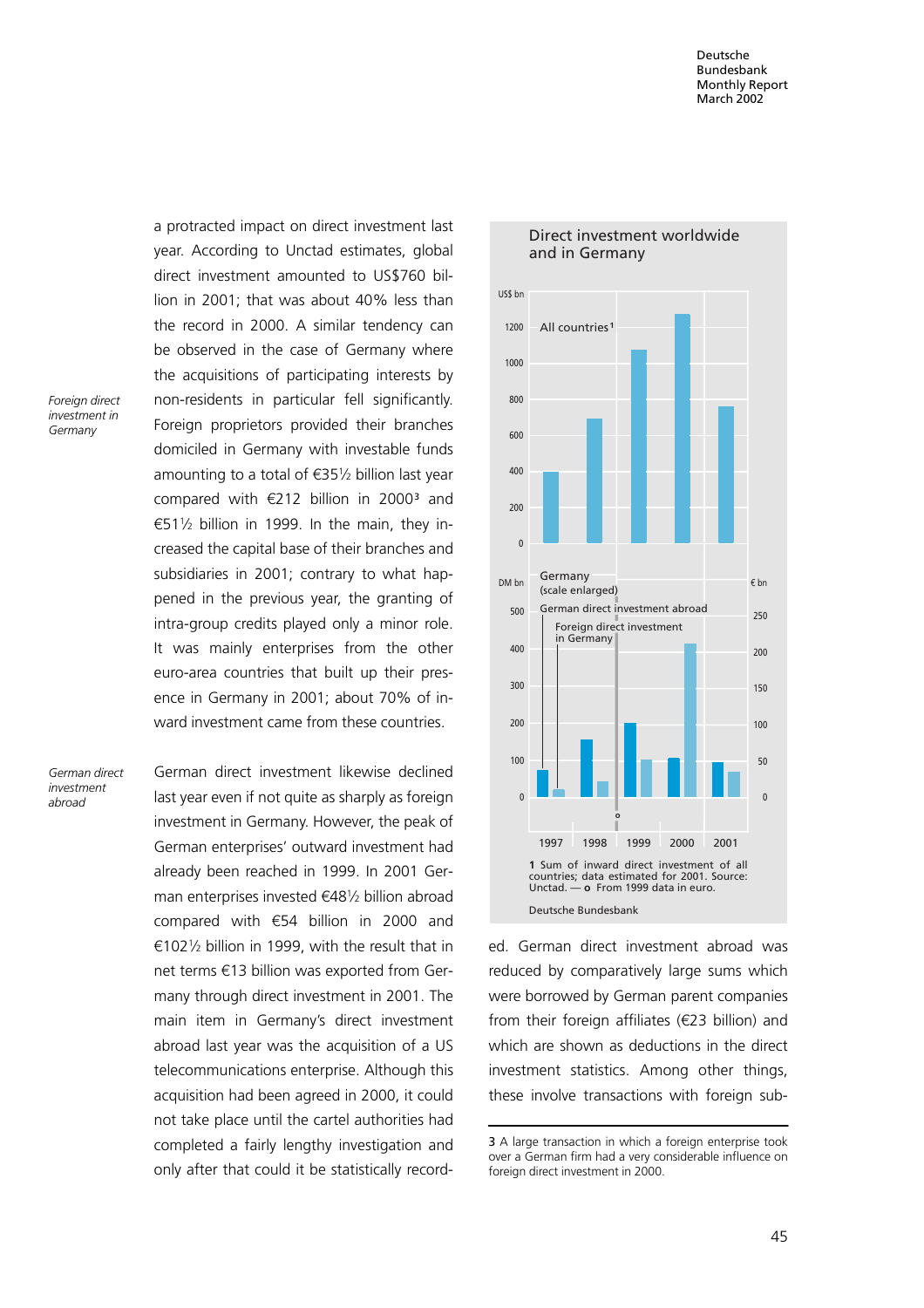a protracted impact on direct investment last year. According to Unctad estimates, global direct investment amounted to US$760 billion in 2001; that was about 40% less than the record in 2000. A similar tendency can be observed in the case of Germany where the acquisitions of participating interests by non-residents in particular fell significantly.

*Foreign direct investment in Germany*

Foreign proprietors provided their branches domiciled in Germany with investable funds amounting to a total of €35½ billion last year compared with €212 billion in 2000[3] and €51½ billion in 1999. In the main, they increased the capital base of their branches and subsidiaries in 2001; contrary to what happened in the previous year, the granting of intra-group credits played only a minor role. It was mainly enterprises from the other euro-area countries that built up their presence in Germany in 2001; about 70% of inward investment came from these countries.

*German direct investment abroad*

German direct investment likewise declined last year even if not quite as sharply as foreign investment in Germany. However, the peak of German enterprises' outward investment had already been reached in 1999. In 2001 German enterprises invested €48½ billion abroad compared with €54 billion in 2000 and €102½ billion in 1999, with the result that in net terms €13 billion was exported from Germany through direct investment in 2001. The main item in Germany's direct investment abroad last year was the acquisition of a US telecommunications enterprise. Although this acquisition had been agreed in 2000, it could not take place until the cartel authorities had completed a fairly lengthy investigation and only after that could it be statistically recorded. German direct investment abroad was reduced by comparatively large sums which were borrowed by German parent companies from their foreign affiliates (€23 billion) and which are shown as deductions in the direct investment statistics. Among other things, these involve transactions with foreign sub-

**Direct investment worldwide and in Germany**

1 Sum of inward direct investment of all countries; data estimated for 2001. Source: Unctad. — o From 1999 data in euro.

Deutsche Bundesbank

---

3 A large transaction in which a foreign enterprise took over a German firm had a very considerable influence on foreign direct investment in 2000.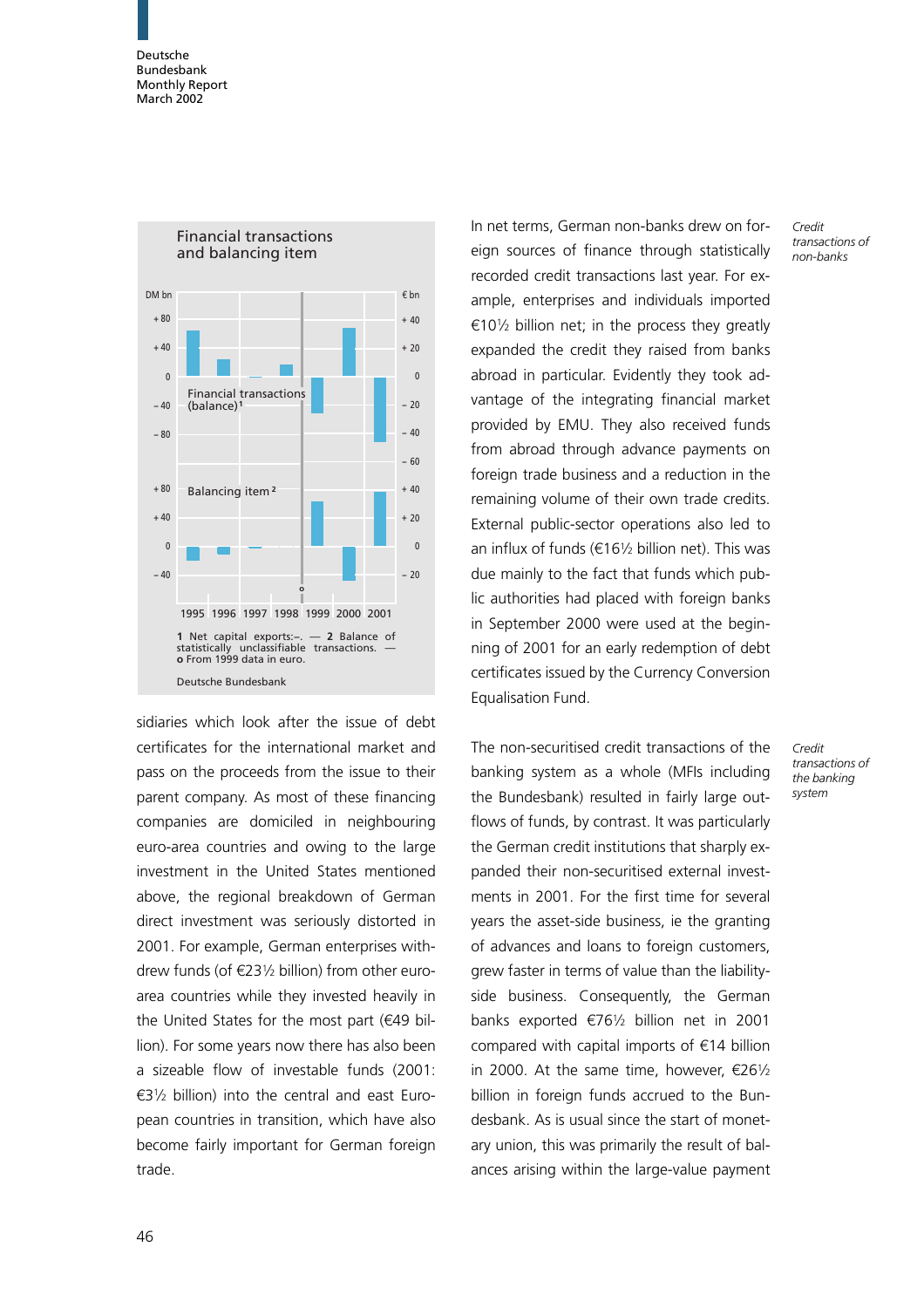Financial transactions and balancing item

1 Net capital exports:–. — 2 Balance of statistically unclassifiable transactions. — o From 1999 data in euro.

Deutsche Bundesbank

sidiaries which look after the issue of debt certificates for the international market and pass on the proceeds from the issue to their parent company. As most of these financing companies are domiciled in neighbouring euro-area countries and owing to the large investment in the United States mentioned above, the regional breakdown of German direct investment was seriously distorted in 2001. For example, German enterprises withdrew funds (of €23½ billion) from other euro-area countries while they invested heavily in the United States for the most part (€49 billion). For some years now there has also been a sizeable flow of investable funds (2001: €3½ billion) into the central and east European countries in transition, which have also become fairly important for German foreign trade.

*Credit transactions of non-banks*

In net terms, German non-banks drew on foreign sources of finance through statistically recorded credit transactions last year. For example, enterprises and individuals imported €10½ billion net; in the process they greatly expanded the credit they raised from banks abroad in particular. Evidently they took advantage of the integrating financial market provided by EMU. They also received funds from abroad through advance payments on foreign trade business and a reduction in the remaining volume of their own trade credits. External public-sector operations also led to an influx of funds (€16½ billion net). This was due mainly to the fact that funds which public authorities had placed with foreign banks in September 2000 were used at the beginning of 2001 for an early redemption of debt certificates issued by the Currency Conversion Equalisation Fund.

*Credit transactions of the banking system*

The non-securitised credit transactions of the banking system as a whole (MFIs including the Bundesbank) resulted in fairly large outflows of funds, by contrast. It was particularly the German credit institutions that sharply expanded their non-securitised external investments in 2001. For the first time for several years the asset-side business, ie the granting of advances and loans to foreign customers, grew faster in terms of value than the liability-side business. Consequently, the German banks exported €76½ billion net in 2001 compared with capital imports of €14 billion in 2000. At the same time, however, €26½ billion in foreign funds accrued to the Bundesbank. As is usual since the start of monetary union, this was primarily the result of balances arising within the large-value payment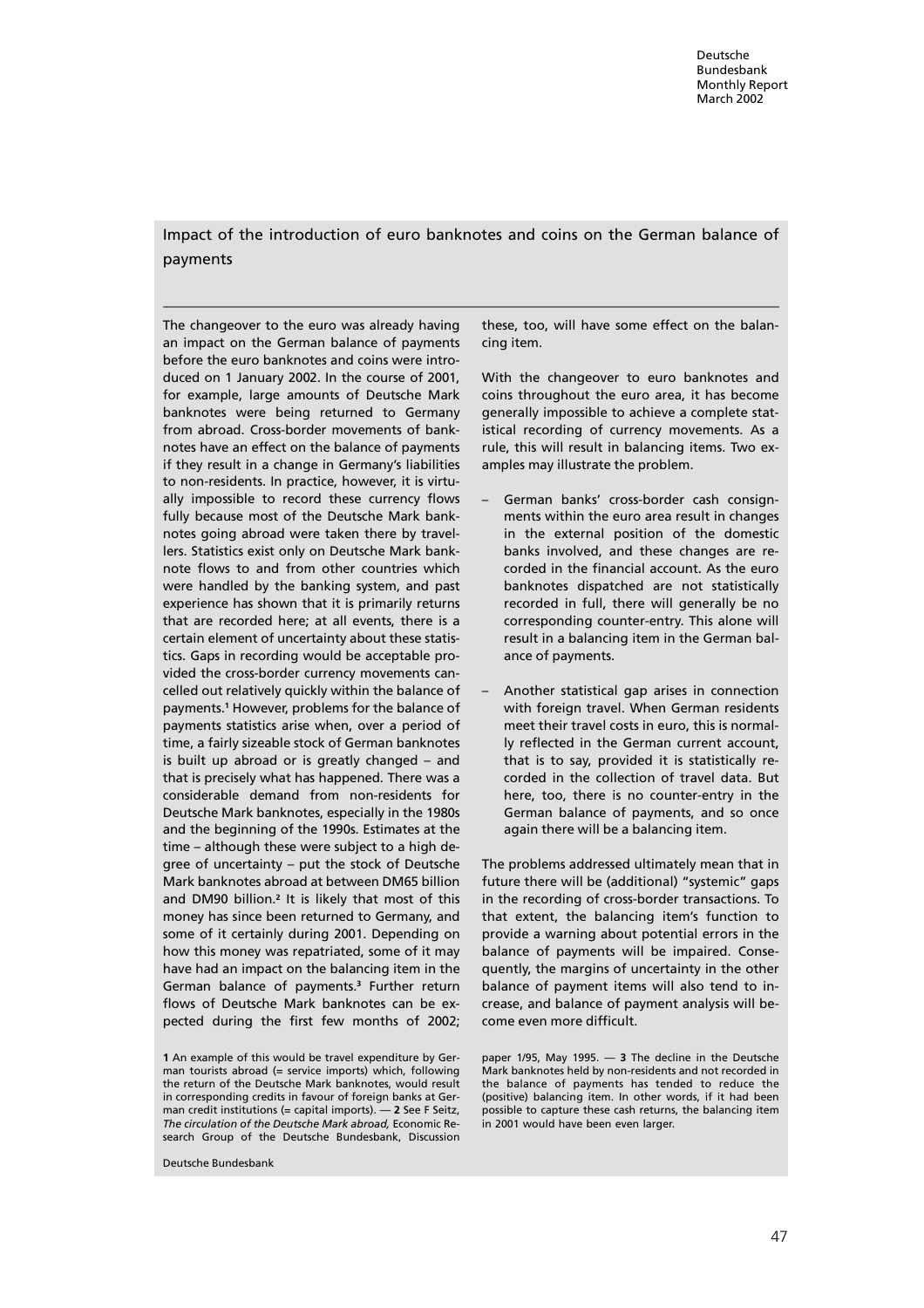## Impact of the introduction of euro banknotes and coins on the German balance of payments

The changeover to the euro was already having an impact on the German balance of payments before the euro banknotes and coins were introduced on 1 January 2002. In the course of 2001, for example, large amounts of Deutsche Mark banknotes were being returned to Germany from abroad. Cross-border movements of banknotes have an effect on the balance of payments if they result in a change in Germany's liabilities to non-residents. In practice, however, it is virtually impossible to record these currency flows fully because most of the Deutsche Mark banknotes going abroad were taken there by travellers. Statistics exist only on Deutsche Mark banknote flows to and from other countries which were handled by the banking system, and past experience has shown that it is primarily returns that are recorded here; at all events, there is a certain element of uncertainty about these statistics. Gaps in recording would be acceptable provided the cross-border currency movements cancelled out relatively quickly within the balance of payments.[1] However, problems for the balance of payments statistics arise when, over a period of time, a fairly sizeable stock of German banknotes is built up abroad or is greatly changed – and that is precisely what has happened. There was a considerable demand from non-residents for Deutsche Mark banknotes, especially in the 1980s and the beginning of the 1990s. Estimates at the time – although these were subject to a high degree of uncertainty – put the stock of Deutsche Mark banknotes abroad at between DM65 billion and DM90 billion.[2] It is likely that most of this money has since been returned to Germany, and some of it certainly during 2001. Depending on how this money was repatriated, some of it may have had an impact on the balancing item in the German balance of payments.[3] Further return flows of Deutsche Mark banknotes can be expected during the first few months of 2002; these, too, will have some effect on the balancing item.

With the changeover to euro banknotes and coins throughout the euro area, it has become generally impossible to achieve a complete statistical recording of currency movements. As a rule, this will result in balancing items. Two examples may illustrate the problem.

- German banks' cross-border cash consignments within the euro area result in changes in the external position of the domestic banks involved, and these changes are recorded in the financial account. As the euro banknotes dispatched are not statistically recorded in full, there will generally be no corresponding counter-entry. This alone will result in a balancing item in the German balance of payments.
- Another statistical gap arises in connection with foreign travel. When German residents meet their travel costs in euro, this is normally reflected in the German current account, that is to say, provided it is statistically recorded in the collection of travel data. But here, too, there is no counter-entry in the German balance of payments, and so once again there will be a balancing item.

The problems addressed ultimately mean that in future there will be (additional) "systemic" gaps in the recording of cross-border transactions. To that extent, the balancing item's function to provide a warning about potential errors in the balance of payments will be impaired. Consequently, the margins of uncertainty in the other balance of payment items will also tend to increase, and balance of payment analysis will become even more difficult.

**1** An example of this would be travel expenditure by German tourists abroad (= service imports) which, following the return of the Deutsche Mark banknotes, would result in corresponding credits in favour of foreign banks at German credit institutions (= capital imports). — **2** See F Seitz, *The circulation of the Deutsche Mark abroad*, Economic Research Group of the Deutsche Bundesbank, Discussion paper 1/95, May 1995. — **3** The decline in the Deutsche Mark banknotes held by non-residents and not recorded in the balance of payments has tended to reduce the (positive) balancing item. In other words, if it had been possible to capture these cash returns, the balancing item in 2001 would have been even larger.

Deutsche Bundesbank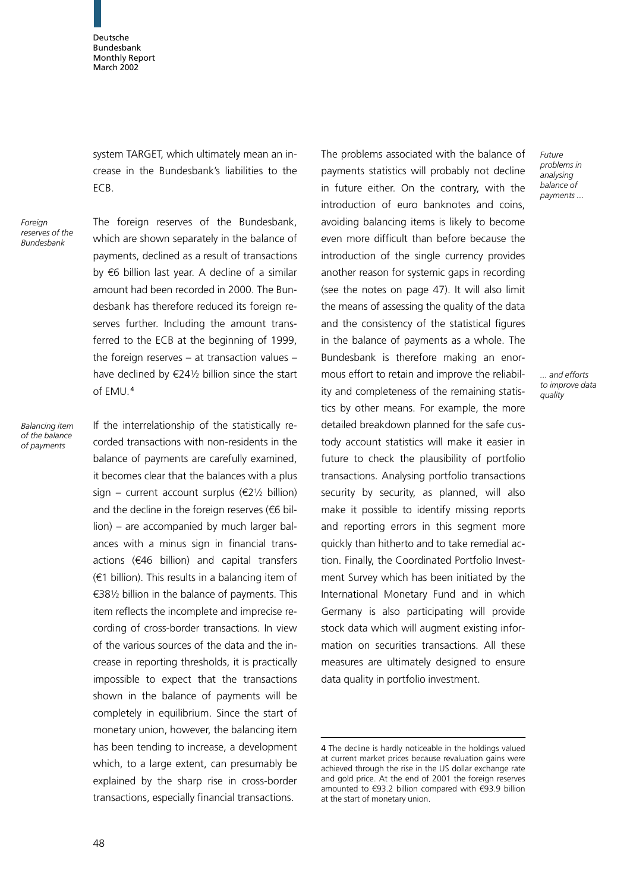system TARGET, which ultimately mean an increase in the Bundesbank's liabilities to the ECB.

*Foreign reserves of the Bundesbank*

The foreign reserves of the Bundesbank, which are shown separately in the balance of payments, declined as a result of transactions by €6 billion last year. A decline of a similar amount had been recorded in 2000. The Bundesbank has therefore reduced its foreign reserves further. Including the amount transferred to the ECB at the beginning of 1999, the foreign reserves – at transaction values – have declined by €24½ billion since the start of EMU.[4]

*Balancing item of the balance of payments*

If the interrelationship of the statistically recorded transactions with non-residents in the balance of payments are carefully examined, it becomes clear that the balances with a plus sign – current account surplus (€2½ billion) and the decline in the foreign reserves (€6 billion) – are accompanied by much larger balances with a minus sign in financial transactions (€46 billion) and capital transfers (€1 billion). This results in a balancing item of €38½ billion in the balance of payments. This item reflects the incomplete and imprecise recording of cross-border transactions. In view of the various sources of the data and the increase in reporting thresholds, it is practically impossible to expect that the transactions shown in the balance of payments will be completely in equilibrium. Since the start of monetary union, however, the balancing item has been tending to increase, a development which, to a large extent, can presumably be explained by the sharp rise in cross-border transactions, especially financial transactions.

*Future problems in analysing balance of payments ...*

The problems associated with the balance of payments statistics will probably not decline in future either. On the contrary, with the introduction of euro banknotes and coins, avoiding balancing items is likely to become even more difficult than before because the introduction of the single currency provides another reason for systemic gaps in recording (see the notes on page 47). It will also limit the means of assessing the quality of the data and the consistency of the statistical figures in the balance of payments as a whole. The Bundesbank is therefore making an enormous effort to retain and improve the reliability and completeness of the remaining statistics by other means. For example, the more detailed breakdown planned for the safe custody account statistics will make it easier in future to check the plausibility of portfolio transactions. Analysing portfolio transactions security by security, as planned, will also make it possible to identify missing reports and reporting errors in this segment more quickly than hitherto and to take remedial action. Finally, the Coordinated Portfolio Investment Survey which has been initiated by the International Monetary Fund and in which Germany is also participating will provide stock data which will augment existing information on securities transactions. All these measures are ultimately designed to ensure data quality in portfolio investment.

*... and efforts to improve data quality*

---

4 The decline is hardly noticeable in the holdings valued at current market prices because revaluation gains were achieved through the rise in the US dollar exchange rate and gold price. At the end of 2001 the foreign reserves amounted to €93.2 billion compared with €93.9 billion at the start of monetary union.